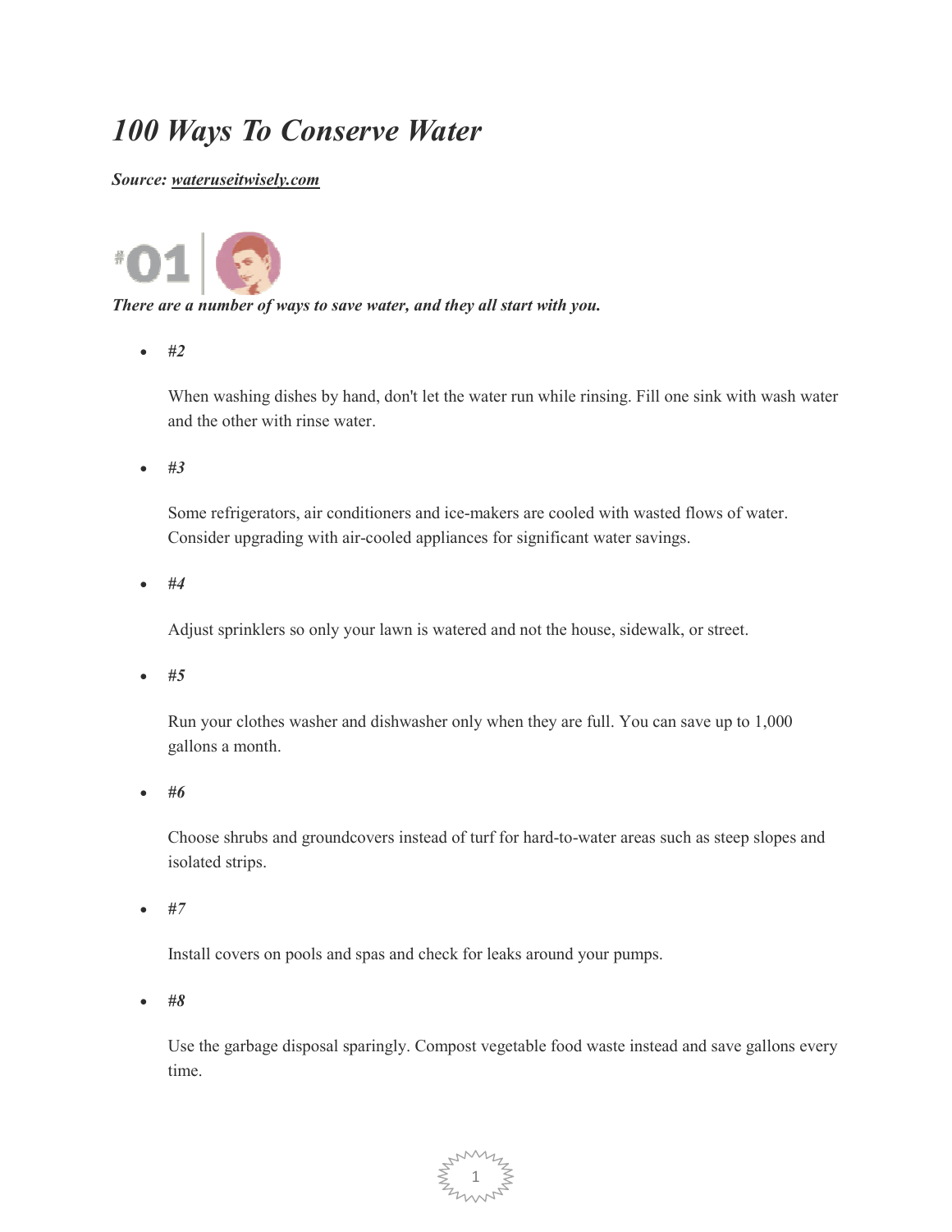# *100 Ways To Conserve Water*

***Source: [wateruseitwisely.com](wateruseitwisely.com)***

#01

***There are a number of ways to save water, and they all start with you.***

- ***#2***

  When washing dishes by hand, don't let the water run while rinsing. Fill one sink with wash water and the other with rinse water.

- ***#3***

  Some refrigerators, air conditioners and ice-makers are cooled with wasted flows of water. Consider upgrading with air-cooled appliances for significant water savings.

- ***#4***

  Adjust sprinklers so only your lawn is watered and not the house, sidewalk, or street.

- ***#5***

  Run your clothes washer and dishwasher only when they are full. You can save up to 1,000 gallons a month.

- ***#6***

  Choose shrubs and groundcovers instead of turf for hard-to-water areas such as steep slopes and isolated strips.

- ***#7***

  Install covers on pools and spas and check for leaks around your pumps.

- ***#8***

  Use the garbage disposal sparingly. Compost vegetable food waste instead and save gallons every time.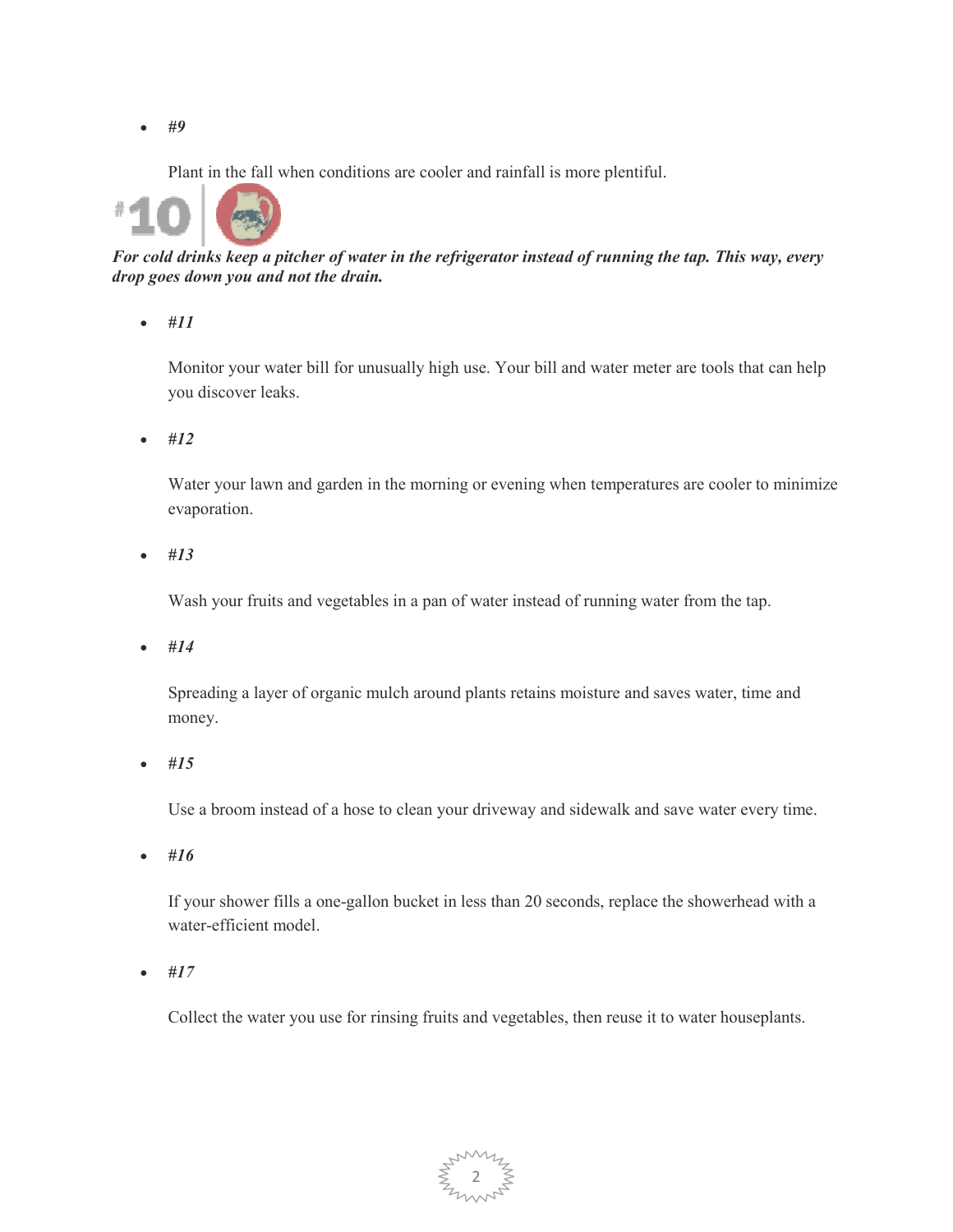- *#9*

  Plant in the fall when conditions are cooler and rainfall is more plentiful.

#10

***For cold drinks keep a pitcher of water in the refrigerator instead of running the tap. This way, every drop goes down you and not the drain.***

- *#11*

  Monitor your water bill for unusually high use. Your bill and water meter are tools that can help you discover leaks.

- *#12*

  Water your lawn and garden in the morning or evening when temperatures are cooler to minimize evaporation.

- *#13*

  Wash your fruits and vegetables in a pan of water instead of running water from the tap.

- *#14*

  Spreading a layer of organic mulch around plants retains moisture and saves water, time and money.

- *#15*

  Use a broom instead of a hose to clean your driveway and sidewalk and save water every time.

- *#16*

  If your shower fills a one-gallon bucket in less than 20 seconds, replace the showerhead with a water-efficient model.

- *#17*

  Collect the water you use for rinsing fruits and vegetables, then reuse it to water houseplants.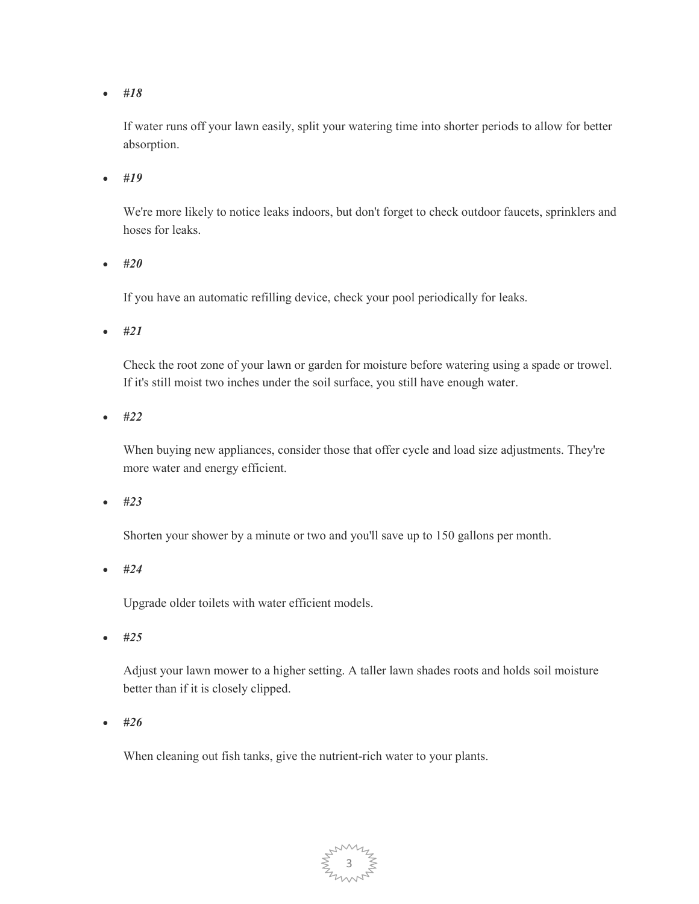- ***#18***

  If water runs off your lawn easily, split your watering time into shorter periods to allow for better absorption.

- ***#19***

  We're more likely to notice leaks indoors, but don't forget to check outdoor faucets, sprinklers and hoses for leaks.

- ***#20***

  If you have an automatic refilling device, check your pool periodically for leaks.

- ***#21***

  Check the root zone of your lawn or garden for moisture before watering using a spade or trowel. If it's still moist two inches under the soil surface, you still have enough water.

- ***#22***

  When buying new appliances, consider those that offer cycle and load size adjustments. They're more water and energy efficient.

- ***#23***

  Shorten your shower by a minute or two and you'll save up to 150 gallons per month.

- ***#24***

  Upgrade older toilets with water efficient models.

- ***#25***

  Adjust your lawn mower to a higher setting. A taller lawn shades roots and holds soil moisture better than if it is closely clipped.

- ***#26***

  When cleaning out fish tanks, give the nutrient-rich water to your plants.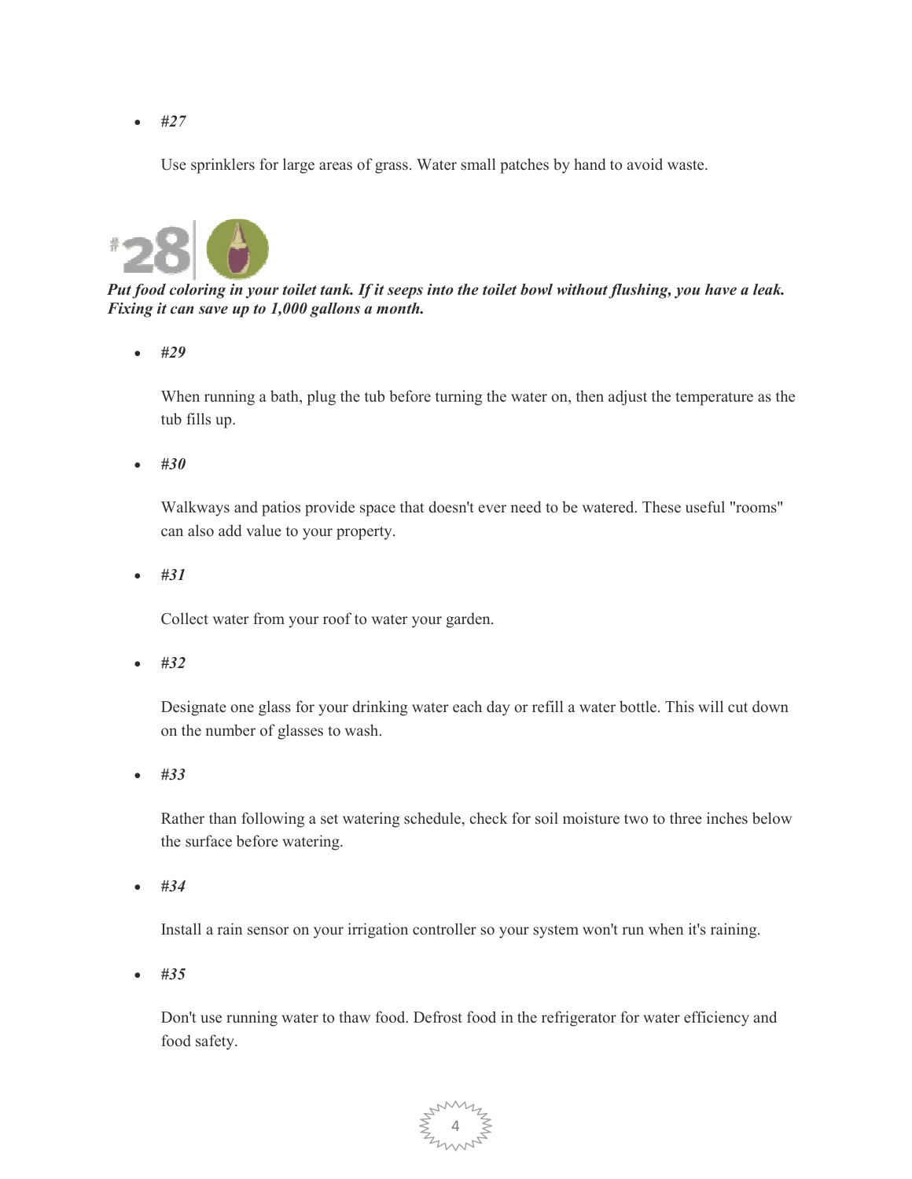- ***#27***

  Use sprinklers for large areas of grass. Water small patches by hand to avoid waste.

**#28**

***Put food coloring in your toilet tank. If it seeps into the toilet bowl without flushing, you have a leak. Fixing it can save up to 1,000 gallons a month.***

- ***#29***

  When running a bath, plug the tub before turning the water on, then adjust the temperature as the tub fills up.

- ***#30***

  Walkways and patios provide space that doesn't ever need to be watered. These useful "rooms" can also add value to your property.

- ***#31***

  Collect water from your roof to water your garden.

- ***#32***

  Designate one glass for your drinking water each day or refill a water bottle. This will cut down on the number of glasses to wash.

- ***#33***

  Rather than following a set watering schedule, check for soil moisture two to three inches below the surface before watering.

- ***#34***

  Install a rain sensor on your irrigation controller so your system won't run when it's raining.

- ***#35***

  Don't use running water to thaw food. Defrost food in the refrigerator for water efficiency and food safety.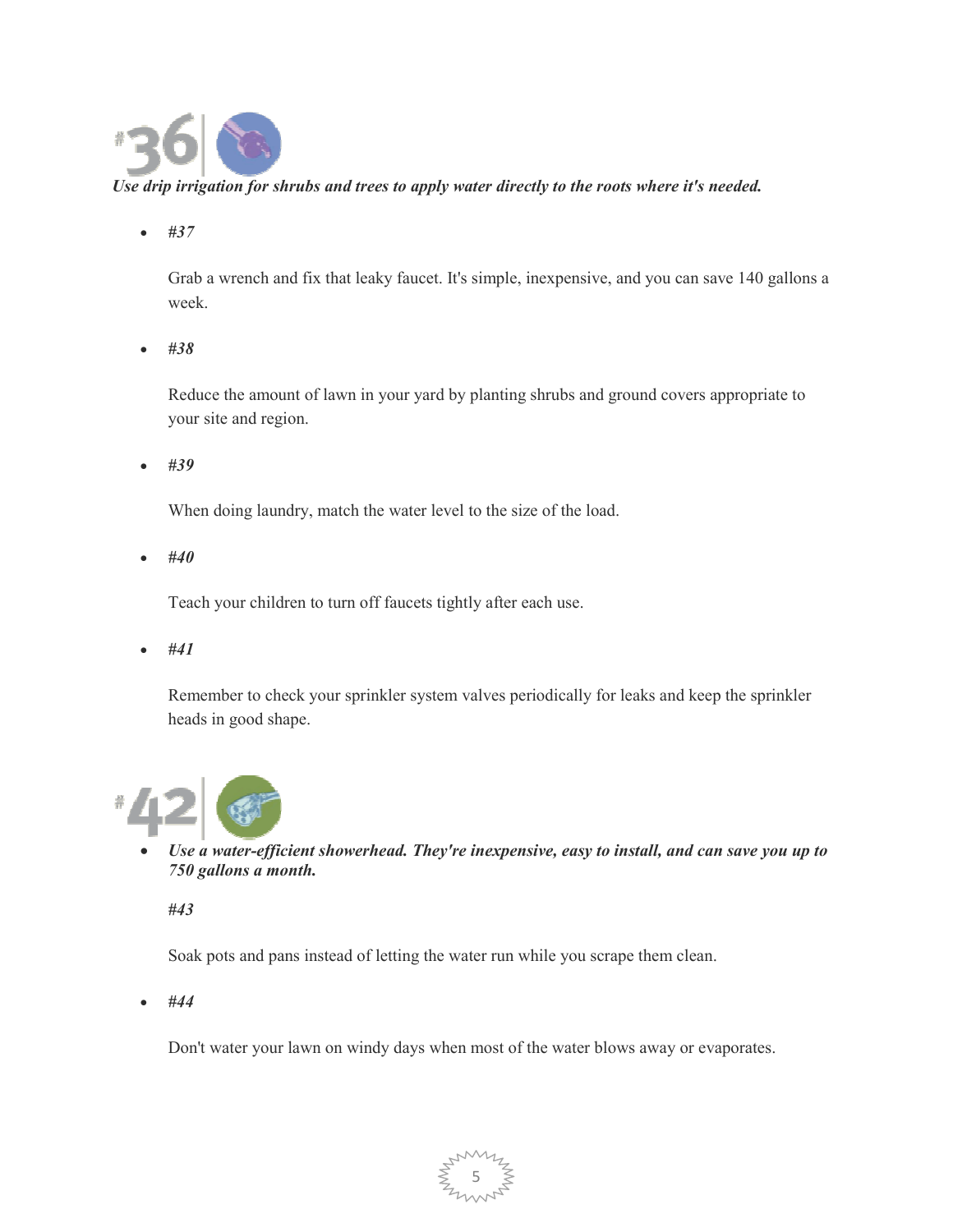#36

***Use drip irrigation for shrubs and trees to apply water directly to the roots where it's needed.***

- ***#37***

  Grab a wrench and fix that leaky faucet. It's simple, inexpensive, and you can save 140 gallons a week.

- ***#38***

  Reduce the amount of lawn in your yard by planting shrubs and ground covers appropriate to your site and region.

- ***#39***

  When doing laundry, match the water level to the size of the load.

- ***#40***

  Teach your children to turn off faucets tightly after each use.

- ***#41***

  Remember to check your sprinkler system valves periodically for leaks and keep the sprinkler heads in good shape.

#42

- ***Use a water-efficient showerhead. They're inexpensive, easy to install, and can save you up to 750 gallons a month.***

  ***#43***

  Soak pots and pans instead of letting the water run while you scrape them clean.

- ***#44***

  Don't water your lawn on windy days when most of the water blows away or evaporates.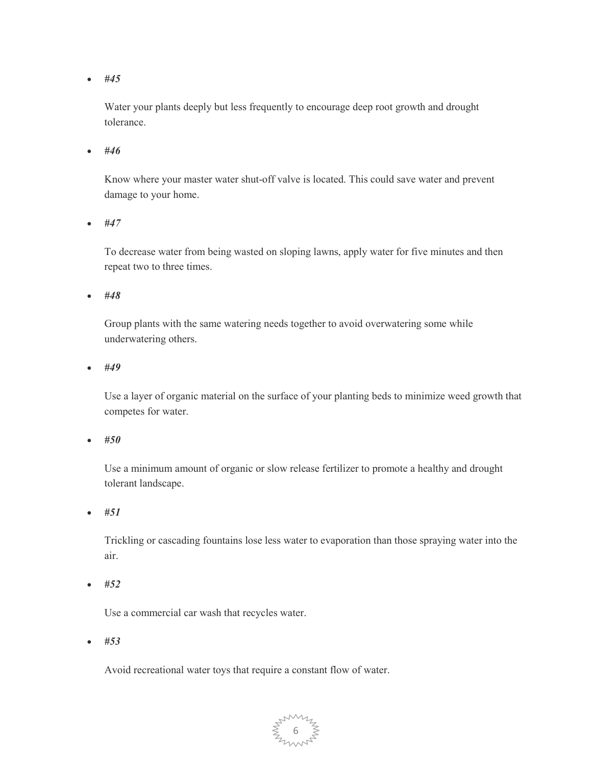- ***#45***

  Water your plants deeply but less frequently to encourage deep root growth and drought tolerance.

- ***#46***

  Know where your master water shut-off valve is located. This could save water and prevent damage to your home.

- ***#47***

  To decrease water from being wasted on sloping lawns, apply water for five minutes and then repeat two to three times.

- ***#48***

  Group plants with the same watering needs together to avoid overwatering some while underwatering others.

- ***#49***

  Use a layer of organic material on the surface of your planting beds to minimize weed growth that competes for water.

- ***#50***

  Use a minimum amount of organic or slow release fertilizer to promote a healthy and drought tolerant landscape.

- ***#51***

  Trickling or cascading fountains lose less water to evaporation than those spraying water into the air.

- ***#52***

  Use a commercial car wash that recycles water.

- ***#53***

  Avoid recreational water toys that require a constant flow of water.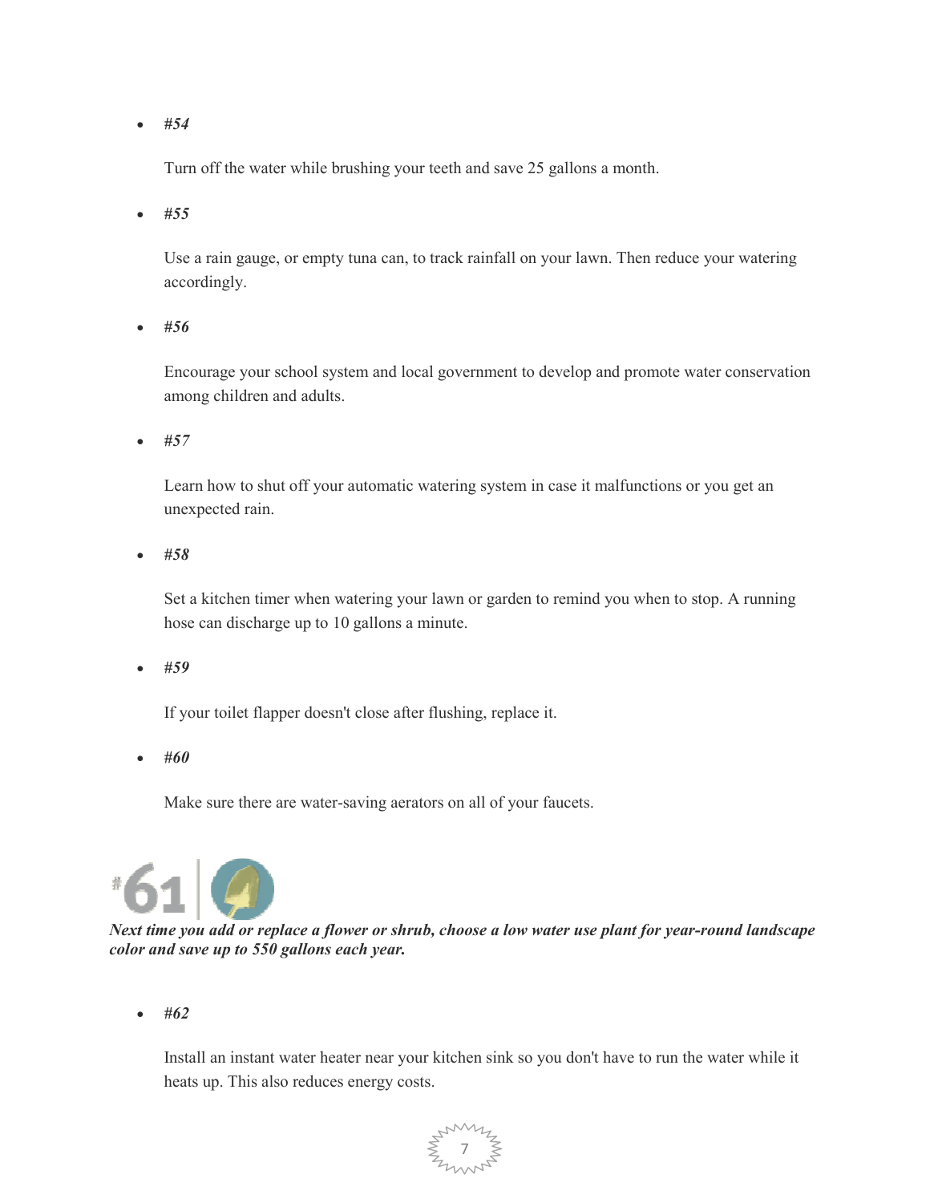- ***#54***

  Turn off the water while brushing your teeth and save 25 gallons a month.

- ***#55***

  Use a rain gauge, or empty tuna can, to track rainfall on your lawn. Then reduce your watering accordingly.

- ***#56***

  Encourage your school system and local government to develop and promote water conservation among children and adults.

- ***#57***

  Learn how to shut off your automatic watering system in case it malfunctions or you get an unexpected rain.

- ***#58***

  Set a kitchen timer when watering your lawn or garden to remind you when to stop. A running hose can discharge up to 10 gallons a minute.

- ***#59***

  If your toilet flapper doesn't close after flushing, replace it.

- ***#60***

  Make sure there are water-saving aerators on all of your faucets.

#61

***Next time you add or replace a flower or shrub, choose a low water use plant for year-round landscape color and save up to 550 gallons each year.***

- ***#62***

  Install an instant water heater near your kitchen sink so you don't have to run the water while it heats up. This also reduces energy costs.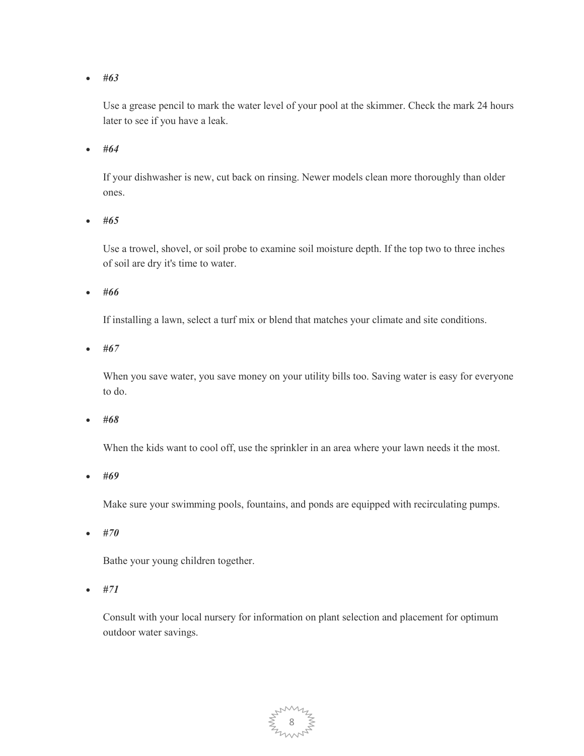- ***#63***

  Use a grease pencil to mark the water level of your pool at the skimmer. Check the mark 24 hours later to see if you have a leak.

- ***#64***

  If your dishwasher is new, cut back on rinsing. Newer models clean more thoroughly than older ones.

- ***#65***

  Use a trowel, shovel, or soil probe to examine soil moisture depth. If the top two to three inches of soil are dry it's time to water.

- ***#66***

  If installing a lawn, select a turf mix or blend that matches your climate and site conditions.

- ***#67***

  When you save water, you save money on your utility bills too. Saving water is easy for everyone to do.

- ***#68***

  When the kids want to cool off, use the sprinkler in an area where your lawn needs it the most.

- ***#69***

  Make sure your swimming pools, fountains, and ponds are equipped with recirculating pumps.

- ***#70***

  Bathe your young children together.

- ***#71***

  Consult with your local nursery for information on plant selection and placement for optimum outdoor water savings.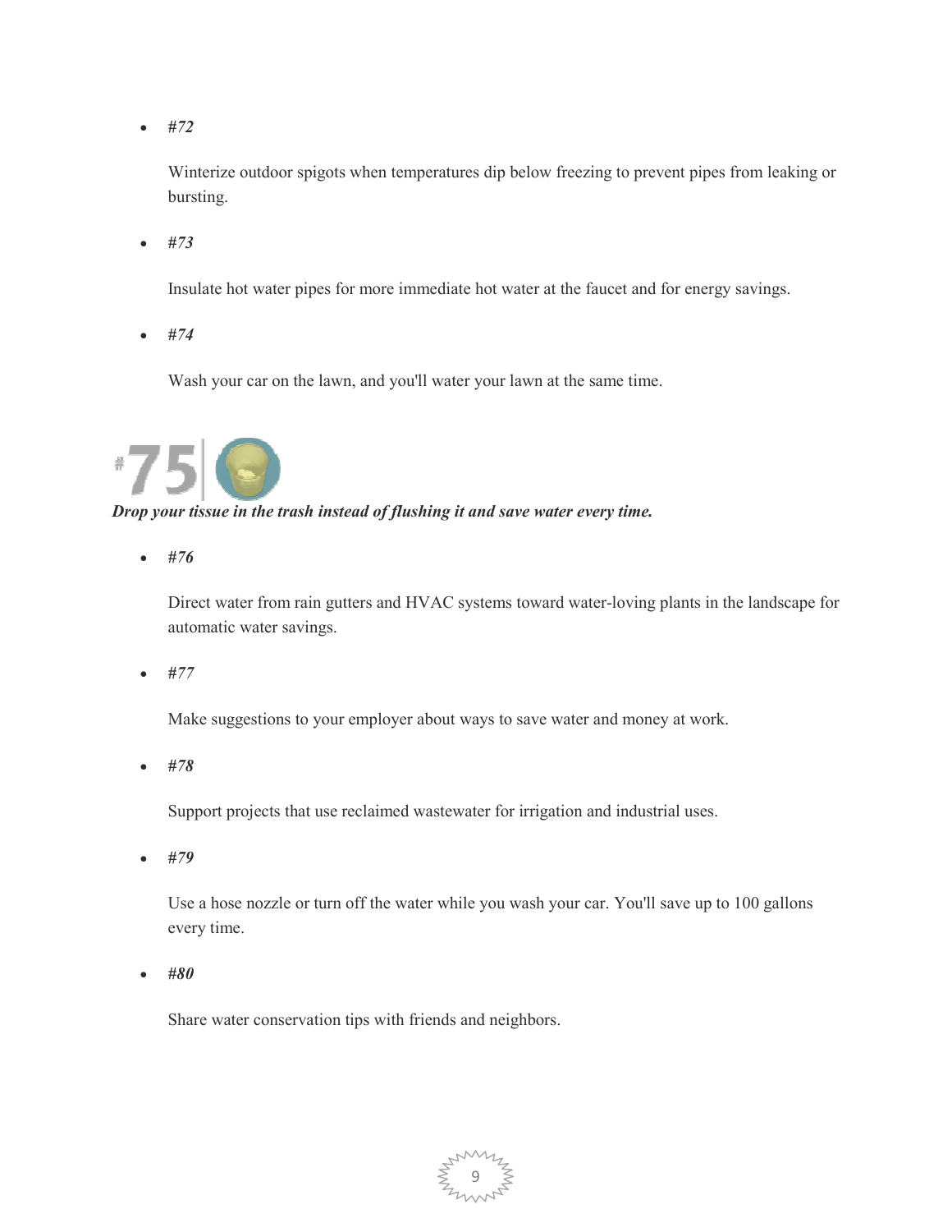- ***#72***

  Winterize outdoor spigots when temperatures dip below freezing to prevent pipes from leaking or bursting.

- ***#73***

  Insulate hot water pipes for more immediate hot water at the faucet and for energy savings.

- ***#74***

  Wash your car on the lawn, and you'll water your lawn at the same time.

#75

***Drop your tissue in the trash instead of flushing it and save water every time.***

- ***#76***

  Direct water from rain gutters and HVAC systems toward water-loving plants in the landscape for automatic water savings.

- ***#77***

  Make suggestions to your employer about ways to save water and money at work.

- ***#78***

  Support projects that use reclaimed wastewater for irrigation and industrial uses.

- ***#79***

  Use a hose nozzle or turn off the water while you wash your car. You'll save up to 100 gallons every time.

- ***#80***

  Share water conservation tips with friends and neighbors.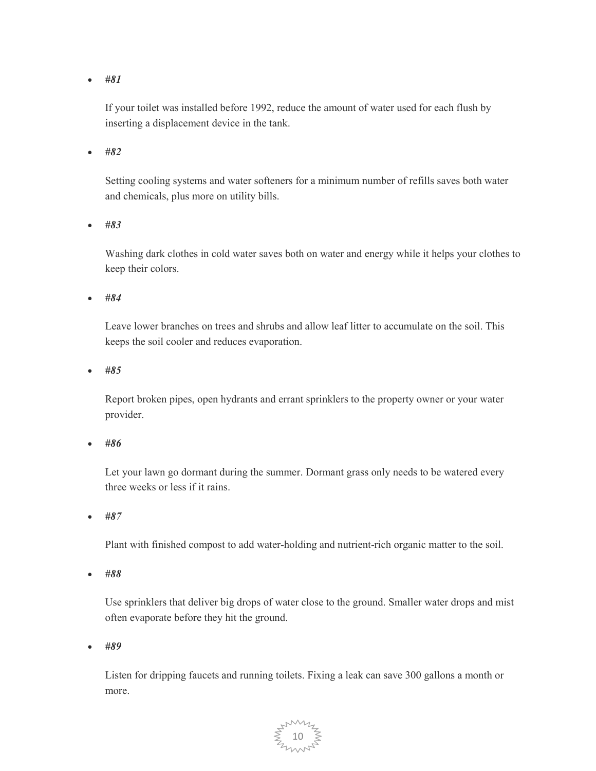- ***#81***

  If your toilet was installed before 1992, reduce the amount of water used for each flush by inserting a displacement device in the tank.

- ***#82***

  Setting cooling systems and water softeners for a minimum number of refills saves both water and chemicals, plus more on utility bills.

- ***#83***

  Washing dark clothes in cold water saves both on water and energy while it helps your clothes to keep their colors.

- ***#84***

  Leave lower branches on trees and shrubs and allow leaf litter to accumulate on the soil. This keeps the soil cooler and reduces evaporation.

- ***#85***

  Report broken pipes, open hydrants and errant sprinklers to the property owner or your water provider.

- ***#86***

  Let your lawn go dormant during the summer. Dormant grass only needs to be watered every three weeks or less if it rains.

- ***#87***

  Plant with finished compost to add water-holding and nutrient-rich organic matter to the soil.

- ***#88***

  Use sprinklers that deliver big drops of water close to the ground. Smaller water drops and mist often evaporate before they hit the ground.

- ***#89***

  Listen for dripping faucets and running toilets. Fixing a leak can save 300 gallons a month or more.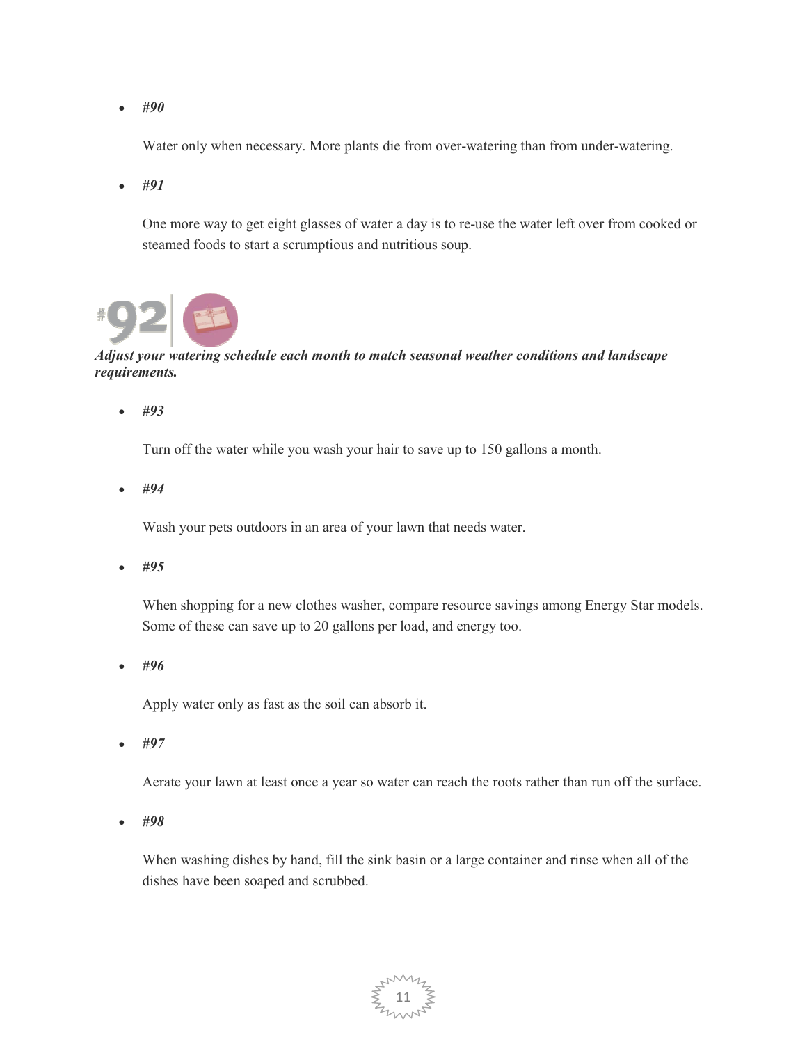- ***#90***

  Water only when necessary. More plants die from over-watering than from under-watering.

- ***#91***

  One more way to get eight glasses of water a day is to re-use the water left over from cooked or steamed foods to start a scrumptious and nutritious soup.

#92

***Adjust your watering schedule each month to match seasonal weather conditions and landscape requirements.***

- ***#93***

  Turn off the water while you wash your hair to save up to 150 gallons a month.

- ***#94***

  Wash your pets outdoors in an area of your lawn that needs water.

- ***#95***

  When shopping for a new clothes washer, compare resource savings among Energy Star models. Some of these can save up to 20 gallons per load, and energy too.

- ***#96***

  Apply water only as fast as the soil can absorb it.

- ***#97***

  Aerate your lawn at least once a year so water can reach the roots rather than run off the surface.

- ***#98***

  When washing dishes by hand, fill the sink basin or a large container and rinse when all of the dishes have been soaped and scrubbed.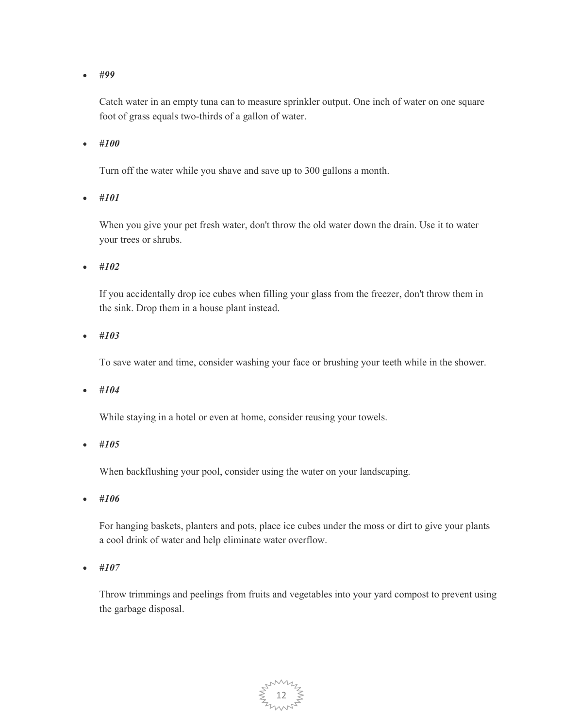- ***#99***

  Catch water in an empty tuna can to measure sprinkler output. One inch of water on one square foot of grass equals two-thirds of a gallon of water.

- ***#100***

  Turn off the water while you shave and save up to 300 gallons a month.

- ***#101***

  When you give your pet fresh water, don't throw the old water down the drain. Use it to water your trees or shrubs.

- ***#102***

  If you accidentally drop ice cubes when filling your glass from the freezer, don't throw them in the sink. Drop them in a house plant instead.

- ***#103***

  To save water and time, consider washing your face or brushing your teeth while in the shower.

- ***#104***

  While staying in a hotel or even at home, consider reusing your towels.

- ***#105***

  When backflushing your pool, consider using the water on your landscaping.

- ***#106***

  For hanging baskets, planters and pots, place ice cubes under the moss or dirt to give your plants a cool drink of water and help eliminate water overflow.

- ***#107***

  Throw trimmings and peelings from fruits and vegetables into your yard compost to prevent using the garbage disposal.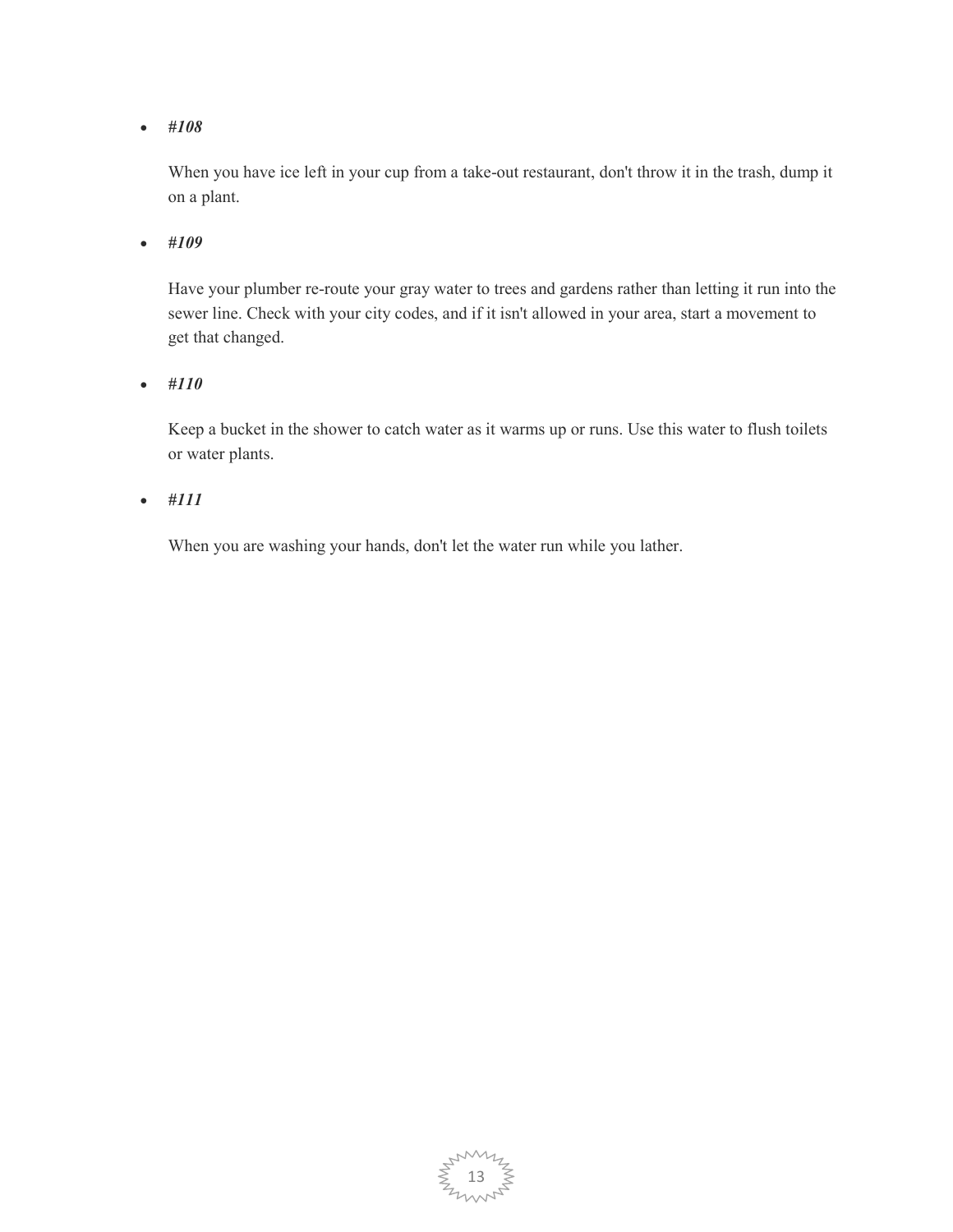- ***#108***

  When you have ice left in your cup from a take-out restaurant, don't throw it in the trash, dump it on a plant.

- ***#109***

  Have your plumber re-route your gray water to trees and gardens rather than letting it run into the sewer line. Check with your city codes, and if it isn't allowed in your area, start a movement to get that changed.

- ***#110***

  Keep a bucket in the shower to catch water as it warms up or runs. Use this water to flush toilets or water plants.

- ***#111***

  When you are washing your hands, don't let the water run while you lather.